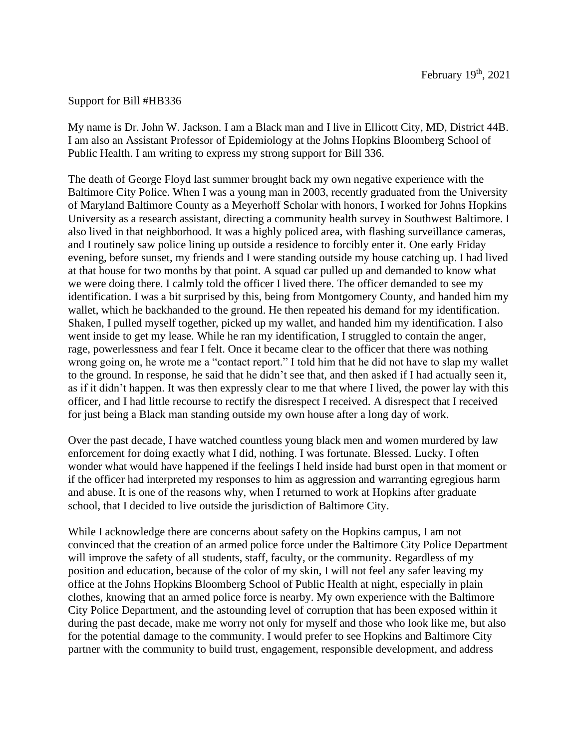February 19th, 2021

Support for Bill #HB336

My name is Dr. John W. Jackson. I am a Black man and I live in Ellicott City, MD, District 44B. I am also an Assistant Professor of Epidemiology at the Johns Hopkins Bloomberg School of Public Health. I am writing to express my strong support for Bill 336.

The death of George Floyd last summer brought back my own negative experience with the Baltimore City Police. When I was a young man in 2003, recently graduated from the University of Maryland Baltimore County as a Meyerhoff Scholar with honors, I worked for Johns Hopkins University as a research assistant, directing a community health survey in Southwest Baltimore. I also lived in that neighborhood. It was a highly policed area, with flashing surveillance cameras, and I routinely saw police lining up outside a residence to forcibly enter it. One early Friday evening, before sunset, my friends and I were standing outside my house catching up. I had lived at that house for two months by that point. A squad car pulled up and demanded to know what we were doing there. I calmly told the officer I lived there. The officer demanded to see my identification. I was a bit surprised by this, being from Montgomery County, and handed him my wallet, which he backhanded to the ground. He then repeated his demand for my identification. Shaken, I pulled myself together, picked up my wallet, and handed him my identification. I also went inside to get my lease. While he ran my identification, I struggled to contain the anger, rage, powerlessness and fear I felt. Once it became clear to the officer that there was nothing wrong going on, he wrote me a "contact report." I told him that he did not have to slap my wallet to the ground. In response, he said that he didn't see that, and then asked if I had actually seen it, as if it didn't happen. It was then expressly clear to me that where I lived, the power lay with this officer, and I had little recourse to rectify the disrespect I received. A disrespect that I received for just being a Black man standing outside my own house after a long day of work.

Over the past decade, I have watched countless young black men and women murdered by law enforcement for doing exactly what I did, nothing. I was fortunate. Blessed. Lucky. I often wonder what would have happened if the feelings I held inside had burst open in that moment or if the officer had interpreted my responses to him as aggression and warranting egregious harm and abuse. It is one of the reasons why, when I returned to work at Hopkins after graduate school, that I decided to live outside the jurisdiction of Baltimore City.

While I acknowledge there are concerns about safety on the Hopkins campus, I am not convinced that the creation of an armed police force under the Baltimore City Police Department will improve the safety of all students, staff, faculty, or the community. Regardless of my position and education, because of the color of my skin, I will not feel any safer leaving my office at the Johns Hopkins Bloomberg School of Public Health at night, especially in plain clothes, knowing that an armed police force is nearby. My own experience with the Baltimore City Police Department, and the astounding level of corruption that has been exposed within it during the past decade, make me worry not only for myself and those who look like me, but also for the potential damage to the community. I would prefer to see Hopkins and Baltimore City partner with the community to build trust, engagement, responsible development, and address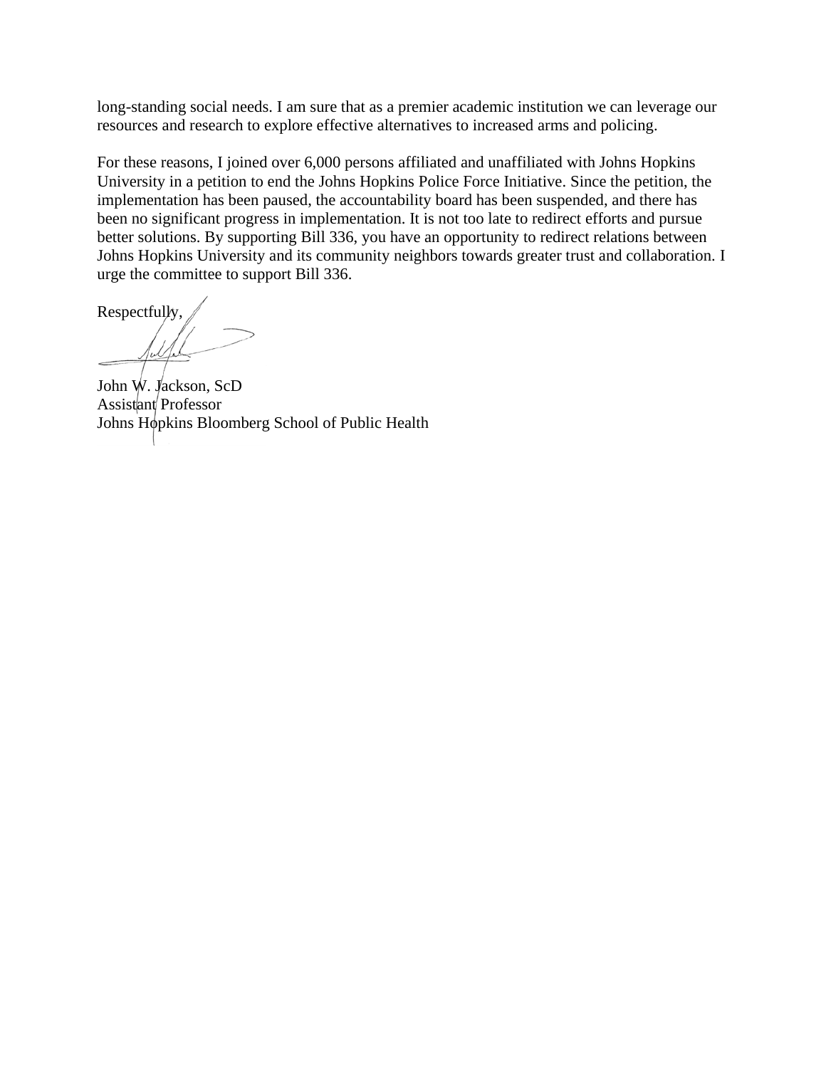long-standing social needs. I am sure that as a premier academic institution we can leverage our resources and research to explore effective alternatives to increased arms and policing.

For these reasons, I joined over 6,000 persons affiliated and unaffiliated with Johns Hopkins University in a petition to end the Johns Hopkins Police Force Initiative. Since the petition, the implementation has been paused, the accountability board has been suspended, and there has been no significant progress in implementation. It is not too late to redirect efforts and pursue better solutions. By supporting Bill 336, you have an opportunity to redirect relations between Johns Hopkins University and its community neighbors towards greater trust and collaboration. I urge the committee to support Bill 336.

Respectfully,

John W. Jackson, ScD  
Assistant Professor  
Johns Hopkins Bloomberg School of Public Health